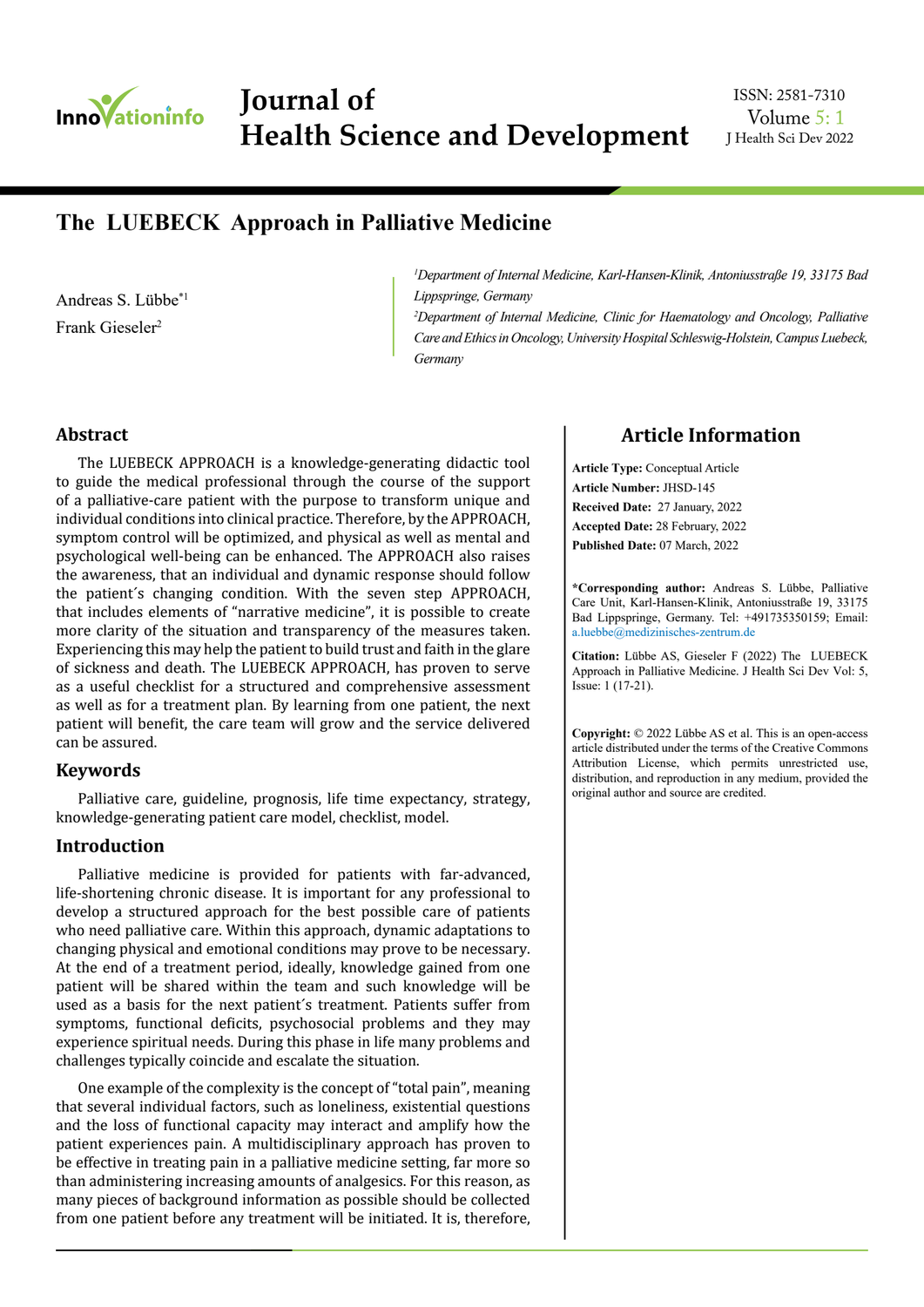# The LUEBECK Approach in Palliative Medicine

Andreas S. Lübbe*[1]
Frank Gieseler[2]

[1]*Department of Internal Medicine, Karl-Hansen-Klinik, Antoniusstraße 19, 33175 Bad Lippspringe, Germany*
[2]*Department of Internal Medicine, Clinic for Haematology and Oncology, Palliative Care and Ethics in Oncology, University Hospital Schleswig-Holstein, Campus Luebeck, Germany*

## Article Information

**Article Type:** Conceptual Article
**Article Number:** JHSD-145
**Received Date:** 27 January, 2022
**Accepted Date:** 28 February, 2022
**Published Date:** 07 March, 2022

**\*Corresponding author:** Andreas S. Lübbe, Palliative Care Unit, Karl-Hansen-Klinik, Antoniusstraße 19, 33175 Bad Lippspringe, Germany. Tel: +491735350159; Email: a.luebbe@medizinisches-zentrum.de

**Citation:** Lübbe AS, Gieseler F (2022) The LUEBECK Approach in Palliative Medicine. J Health Sci Dev Vol: 5, Issue: 1 (17-21).

**Copyright:** © 2022 Lübbe AS et al. This is an open-access article distributed under the terms of the Creative Commons Attribution License, which permits unrestricted use, distribution, and reproduction in any medium, provided the original author and source are credited.

## Abstract

The LUEBECK APPROACH is a knowledge-generating didactic tool to guide the medical professional through the course of the support of a palliative-care patient with the purpose to transform unique and individual conditions into clinical practice. Therefore, by the APPROACH, symptom control will be optimized, and physical as well as mental and psychological well-being can be enhanced. The APPROACH also raises the awareness, that an individual and dynamic response should follow the patient´s changing condition. With the seven step APPROACH, that includes elements of "narrative medicine", it is possible to create more clarity of the situation and transparency of the measures taken. Experiencing this may help the patient to build trust and faith in the glare of sickness and death. The LUEBECK APPROACH, has proven to serve as a useful checklist for a structured and comprehensive assessment as well as for a treatment plan. By learning from one patient, the next patient will benefit, the care team will grow and the service delivered can be assured.

## Keywords

Palliative care, guideline, prognosis, life time expectancy, strategy, knowledge-generating patient care model, checklist, model.

## Introduction

Palliative medicine is provided for patients with far-advanced, life-shortening chronic disease. It is important for any professional to develop a structured approach for the best possible care of patients who need palliative care. Within this approach, dynamic adaptations to changing physical and emotional conditions may prove to be necessary. At the end of a treatment period, ideally, knowledge gained from one patient will be shared within the team and such knowledge will be used as a basis for the next patient´s treatment. Patients suffer from symptoms, functional deficits, psychosocial problems and they may experience spiritual needs. During this phase in life many problems and challenges typically coincide and escalate the situation.

One example of the complexity is the concept of "total pain", meaning that several individual factors, such as loneliness, existential questions and the loss of functional capacity may interact and amplify how the patient experiences pain. A multidisciplinary approach has proven to be effective in treating pain in a palliative medicine setting, far more so than administering increasing amounts of analgesics. For this reason, as many pieces of background information as possible should be collected from one patient before any treatment will be initiated. It is, therefore,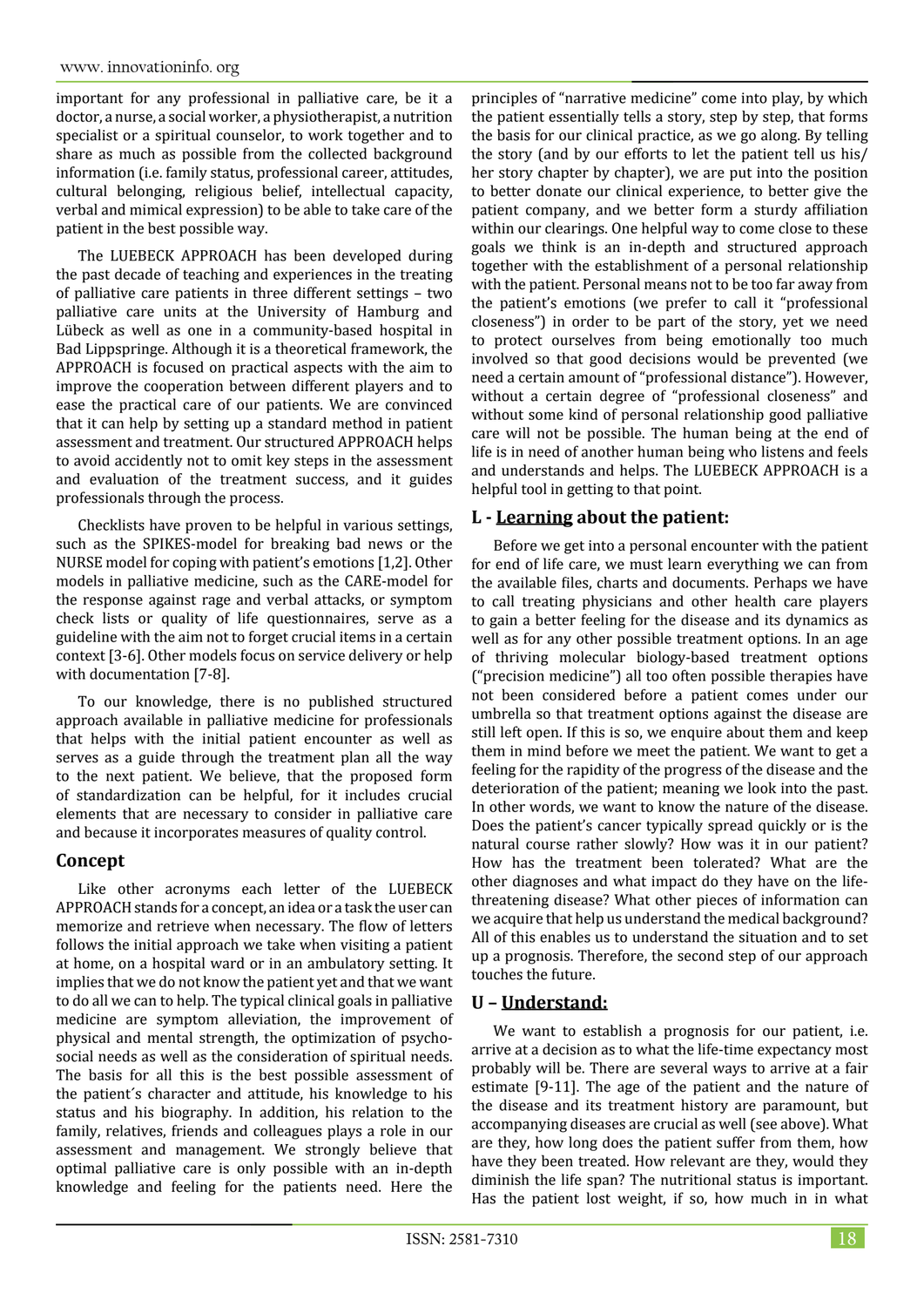important for any professional in palliative care, be it a doctor, a nurse, a social worker, a physiotherapist, a nutrition specialist or a spiritual counselor, to work together and to share as much as possible from the collected background information (i.e. family status, professional career, attitudes, cultural belonging, religious belief, intellectual capacity, verbal and mimical expression) to be able to take care of the patient in the best possible way.

The LUEBECK APPROACH has been developed during the past decade of teaching and experiences in the treating of palliative care patients in three different settings – two palliative care units at the University of Hamburg and Lübeck as well as one in a community-based hospital in Bad Lippsprimge. Although it is a theoretical framework, the APPROACH is focused on practical aspects with the aim to improve the cooperation between different players and to ease the practical care of our patients. We are convinced that it can help by setting up a standard method in patient assessment and treatment. Our structured APPROACH helps to avoid accidently not to omit key steps in the assessment and evaluation of the treatment success, and it guides professionals through the process.

Checklists have proven to be helpful in various settings, such as the SPIKES-model for breaking bad news or the NURSE model for coping with patient's emotions [1,2]. Other models in palliative medicine, such as the CARE-model for the response against rage and verbal attacks, or symptom check lists or quality of life questionnaires, serve as a guideline with the aim not to forget crucial items in a certain context [3-6]. Other models focus on service delivery or help with documentation [7-8].

To our knowledge, there is no published structured approach available in palliative medicine for professionals that helps with the initial patient encounter as well as serves as a guide through the treatment plan all the way to the next patient. We believe, that the proposed form of standardization can be helpful, for it includes crucial elements that are necessary to consider in palliative care and because it incorporates measures of quality control.

## Concept

Like other acronyms each letter of the LUEBECK APPROACH stands for a concept, an idea or a task the user can memorize and retrieve when necessary. The flow of letters follows the initial approach we take when visiting a patient at home, on a hospital ward or in an ambulatory setting. It implies that we do not know the patient yet and that we want to do all we can to help. The typical clinical goals in palliative medicine are symptom alleviation, the improvement of physical and mental strength, the optimization of psycho-social needs as well as the consideration of spiritual needs. The basis for all this is the best possible assessment of the patient´s character and attitude, his knowledge to his status and his biography. In addition, his relation to the family, relatives, friends and colleagues plays a role in our assessment and management. We strongly believe that optimal palliative care is only possible with an in-depth knowledge and feeling for the patients need. Here the principles of "narrative medicine" come into play, by which the patient essentially tells a story, step by step, that forms the basis for our clinical practice, as we go along. By telling the story (and by our efforts to let the patient tell us his/her story chapter by chapter), we are put into the position to better donate our clinical experience, to better give the patient company, and we better form a sturdy affiliation within our clearings. One helpful way to come close to these goals we think is an in-depth and structured approach together with the establishment of a personal relationship with the patient. Personal means not to be too far away from the patient's emotions (we prefer to call it "professional closeness") in order to be part of the story, yet we need to protect ourselves from being emotionally too much involved so that good decisions would be prevented (we need a certain amount of "professional distance"). However, without a certain degree of "professional closeness" and without some kind of personal relationship good palliative care will not be possible. The human being at the end of life is in need of another human being who listens and feels and understands and helps. The LUEBECK APPROACH is a helpful tool in getting to that point.

### L - <u>Learning</u> about the patient:

Before we get into a personal encounter with the patient for end of life care, we must learn everything we can from the available files, charts and documents. Perhaps we have to call treating physicians and other health care players to gain a better feeling for the disease and its dynamics as well as for any other possible treatment options. In an age of thriving molecular biology-based treatment options ("precision medicine") all too often possible therapies have not been considered before a patient comes under our umbrella so that treatment options against the disease are still left open. If this is so, we enquire about them and keep them in mind before we meet the patient. We want to get a feeling for the rapidity of the progress of the disease and the deterioration of the patient; meaning we look into the past. In other words, we want to know the nature of the disease. Does the patient's cancer typically spread quickly or is the natural course rather slowly? How was it in our patient? How has the treatment been tolerated? What are the other diagnoses and what impact do they have on the life-threatening disease? What other pieces of information can we acquire that help us understand the medical background? All of this enables us to understand the situation and to set up a prognosis. Therefore, the second step of our approach touches the future.

### U – <u>Understand:</u>

We want to establish a prognosis for our patient, i.e. arrive at a decision as to what the life-time expectancy most probably will be. There are several ways to arrive at a fair estimate [9-11]. The age of the patient and the nature of the disease and its treatment history are paramount, but accompanying diseases are crucial as well (see above). What are they, how long does the patient suffer from them, how have they been treated. How relevant are they, would they diminish the life span? The nutritional status is important. Has the patient lost weight, if so, how much in in what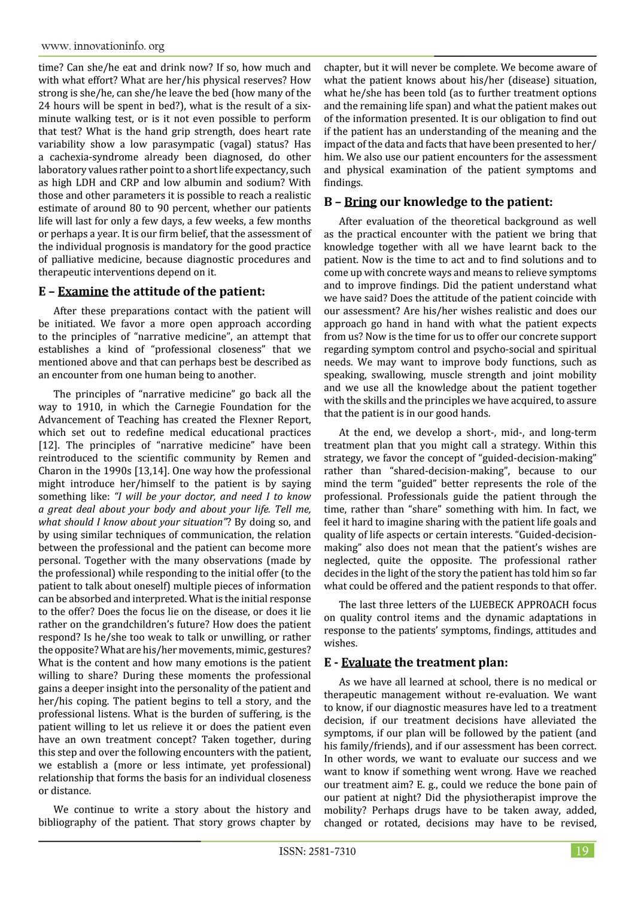time? Can she/he eat and drink now? If so, how much and with what effort? What are her/his physical reserves? How strong is she/he, can she/he leave the bed (how many of the 24 hours will be spent in bed?), what is the result of a six-minute walking test, or is it not even possible to perform that test? What is the hand grip strength, does heart rate variability show a low parasympatic (vagal) status? Has a cachexia-syndrome already been diagnosed, do other laboratory values rather point to a short life expectancy, such as high LDH and CRP and low albumin and sodium? With those and other parameters it is possible to reach a realistic estimate of around 80 to 90 percent, whether our patients life will last for only a few days, a few weeks, a few months or perhaps a year. It is our firm belief, that the assessment of the individual prognosis is mandatory for the good practice of palliative medicine, because diagnostic procedures and therapeutic interventions depend on it.

## E – <u>Examine</u> the attitude of the patient:

After these preparations contact with the patient will be initiated. We favor a more open approach according to the principles of "narrative medicine", an attempt that establishes a kind of "professional closeness" that we mentioned above and that can perhaps best be described as an encounter from one human being to another.

The principles of "narrative medicine" go back all the way to 1910, in which the Carnegie Foundation for the Advancement of Teaching has created the Flexner Report, which set out to redefine medical educational practices [12]. The principles of "narrative medicine" have been reintroduced to the scientific community by Remen and Charon in the 1990s [13,14]. One way how the professional might introduce her/himself to the patient is by saying something like: *"I will be your doctor, and need I to know a great deal about your body and about your life. Tell me, what should I know about your situation"*? By doing so, and by using similar techniques of communication, the relation between the professional and the patient can become more personal. Together with the many observations (made by the professional) while responding to the initial offer (to the patient to talk about oneself) multiple pieces of information can be absorbed and interpreted. What is the initial response to the offer? Does the focus lie on the disease, or does it lie rather on the grandchildren's future? How does the patient respond? Is he/she too weak to talk or unwilling, or rather the opposite? What are his/her movements, mimic, gestures? What is the content and how many emotions is the patient willing to share? During these moments the professional gains a deeper insight into the personality of the patient and her/his coping. The patient begins to tell a story, and the professional listens. What is the burden of suffering, is the patient willing to let us relieve it or does the patient even have an own treatment concept? Taken together, during this step and over the following encounters with the patient, we establish a (more or less intimate, yet professional) relationship that forms the basis for an individual closeness or distance.

We continue to write a story about the history and bibliography of the patient. That story grows chapter by chapter, but it will never be complete. We become aware of what the patient knows about his/her (disease) situation, what he/she has been told (as to further treatment options and the remaining life span) and what the patient makes out of the information presented. It is our obligation to find out if the patient has an understanding of the meaning and the impact of the data and facts that have been presented to her/him. We also use our patient encounters for the assessment and physical examination of the patient symptoms and findings.

## B – <u>Bring</u> our knowledge to the patient:

After evaluation of the theoretical background as well as the practical encounter with the patient we bring that knowledge together with all we have learnt back to the patient. Now is the time to act and to find solutions and to come up with concrete ways and means to relieve symptoms and to improve findings. Did the patient understand what we have said? Does the attitude of the patient coincide with our assessment? Are his/her wishes realistic and does our approach go hand in hand with what the patient expects from us? Now is the time for us to offer our concrete support regarding symptom control and psycho-social and spiritual needs. We may want to improve body functions, such as speaking, swallowing, muscle strength and joint mobility and we use all the knowledge about the patient together with the skills and the principles we have acquired, to assure that the patient is in our good hands.

At the end, we develop a short-, mid-, and long-term treatment plan that you might call a strategy. Within this strategy, we favor the concept of "guided-decision-making" rather than "shared-decision-making", because to our mind the term "guided" better represents the role of the professional. Professionals guide the patient through the time, rather than "share" something with him. In fact, we feel it hard to imagine sharing with the patient life goals and quality of life aspects or certain interests. "Guided-decision-making" also does not mean that the patient's wishes are neglected, quite the opposite. The professional rather decides in the light of the story the patient has told him so far what could be offered and the patient responds to that offer.

The last three letters of the LUEBECK APPROACH focus on quality control items and the dynamic adaptations in response to the patients' symptoms, findings, attitudes and wishes.

## E - <u>Evaluate</u> the treatment plan:

As we have all learned at school, there is no medical or therapeutic management without re-evaluation. We want to know, if our diagnostic measures have led to a treatment decision, if our treatment decisions have alleviated the symptoms, if our plan will be followed by the patient (and his family/friends), and if our assessment has been correct. In other words, we want to evaluate our success and we want to know if something went wrong. Have we reached our treatment aim? E. g., could we reduce the bone pain of our patient at night? Did the physiotherapist improve the mobility? Perhaps drugs have to be taken away, added, changed or rotated, decisions may have to be revised,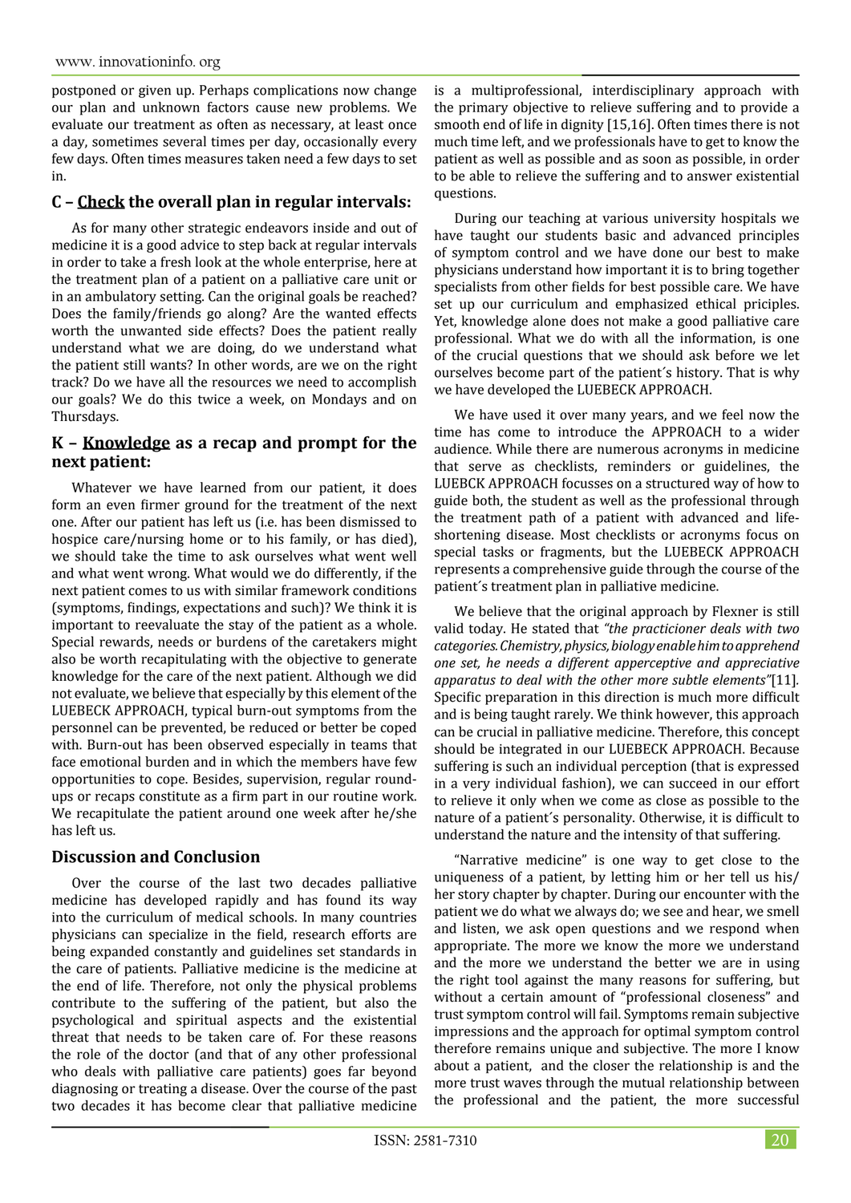postponed or given up. Perhaps complications now change our plan and unknown factors cause new problems. We evaluate our treatment as often as necessary, at least once a day, sometimes several times per day, occasionally every few days. Often times measures taken need a few days to set in.

### C – <u>Check</u> the overall plan in regular intervals:

As for many other strategic endeavors inside and out of medicine it is a good advice to step back at regular intervals in order to take a fresh look at the whole enterprise, here at the treatment plan of a patient on a palliative care unit or in an ambulatory setting. Can the original goals be reached? Does the family/friends go along? Are the wanted effects worth the unwanted side effects? Does the patient really understand what we are doing, do we understand what the patient still wants? In other words, are we on the right track? Do we have all the resources we need to accomplish our goals? We do this twice a week, on Mondays and on Thursdays.

### K – <u>Knowledge</u> as a recap and prompt for the next patient:

Whatever we have learned from our patient, it does form an even firmer ground for the treatment of the next one. After our patient has left us (i.e. has been dismissed to hospice care/nursing home or to his family, or has died), we should take the time to ask ourselves what went well and what went wrong. What would we do differently, if the next patient comes to us with similar framework conditions (symptoms, findings, expectations and such)? We think it is important to reevaluate the stay of the patient as a whole. Special rewards, needs or burdens of the caretakers might also be worth recapitulating with the objective to generate knowledge for the care of the next patient. Although we did not evaluate, we believe that especially by this element of the LUEBECK APPROACH, typical burn-out symptoms from the personnel can be prevented, be reduced or better be coped with. Burn-out has been observed especially in teams that face emotional burden and in which the members have few opportunities to cope. Besides, supervision, regular round-ups or recaps constitute as a firm part in our routine work. We recapitulate the patient around one week after he/she has left us.

## Discussion and Conclusion

Over the course of the last two decades palliative medicine has developed rapidly and has found its way into the curriculum of medical schools. In many countries physicians can specialize in the field, research efforts are being expanded constantly and guidelines set standards in the care of patients. Palliative medicine is the medicine at the end of life. Therefore, not only the physical problems contribute to the suffering of the patient, but also the psychological and spiritual aspects and the existential threat that needs to be taken care of. For these reasons the role of the doctor (and that of any other professional who deals with palliative care patients) goes far beyond diagnosing or treating a disease. Over the course of the past two decades it has become clear that palliative medicine is a multiprofessional, interdisciplinary approach with the primary objective to relieve suffering and to provide a smooth end of life in dignity [15,16]. Often times there is not much time left, and we professionals have to get to know the patient as well as possible and as soon as possible, in order to be able to relieve the suffering and to answer existential questions.

During our teaching at various university hospitals we have taught our students basic and advanced principles of symptom control and we have done our best to make physicians understand how important it is to bring together specialists from other fields for best possible care. We have set up our curriculum and emphasized ethical principles. Yet, knowledge alone does not make a good palliative care professional. What we do with all the information, is one of the crucial questions that we should ask before we let ourselves become part of the patient´s history. That is why we have developed the LUEBECK APPROACH.

We have used it over many years, and we feel now the time has come to introduce the APPROACH to a wider audience. While there are numerous acronyms in medicine that serve as checklists, reminders or guidelines, the LUEBCK APPROACH focusses on a structured way of how to guide both, the student as well as the professional through the treatment path of a patient with advanced and life-shortening disease. Most checklists or acronyms focus on special tasks or fragments, but the LUEBECK APPROACH represents a comprehensive guide through the course of the patient´s treatment plan in palliative medicine.

We believe that the original approach by Flexner is still valid today. He stated that *"the practicioner deals with two categories. Chemistry, physics, biology enable him to apprehend one set, he needs a different apperceptive and appreciative apparatus to deal with the other more subtle elements"*[11]. Specific preparation in this direction is much more difficult and is being taught rarely. We think however, this approach can be crucial in palliative medicine. Therefore, this concept should be integrated in our LUEBECK APPROACH. Because suffering is such an individual perception (that is expressed in a very individual fashion), we can succeed in our effort to relieve it only when we come as close as possible to the nature of a patient´s personality. Otherwise, it is difficult to understand the nature and the intensity of that suffering.

"Narrative medicine" is one way to get close to the uniqueness of a patient, by letting him or her tell us his/her story chapter by chapter. During our encounter with the patient we do what we always do; we see and hear, we smell and listen, we ask open questions and we respond when appropriate. The more we know the more we understand and the more we understand the better we are in using the right tool against the many reasons for suffering, but without a certain amount of "professional closeness" and trust symptom control will fail. Symptoms remain subjective impressions and the approach for optimal symptom control therefore remains unique and subjective. The more I know about a patient, and the closer the relationship is and the more trust waves through the mutual relationship between the professional and the patient, the more successful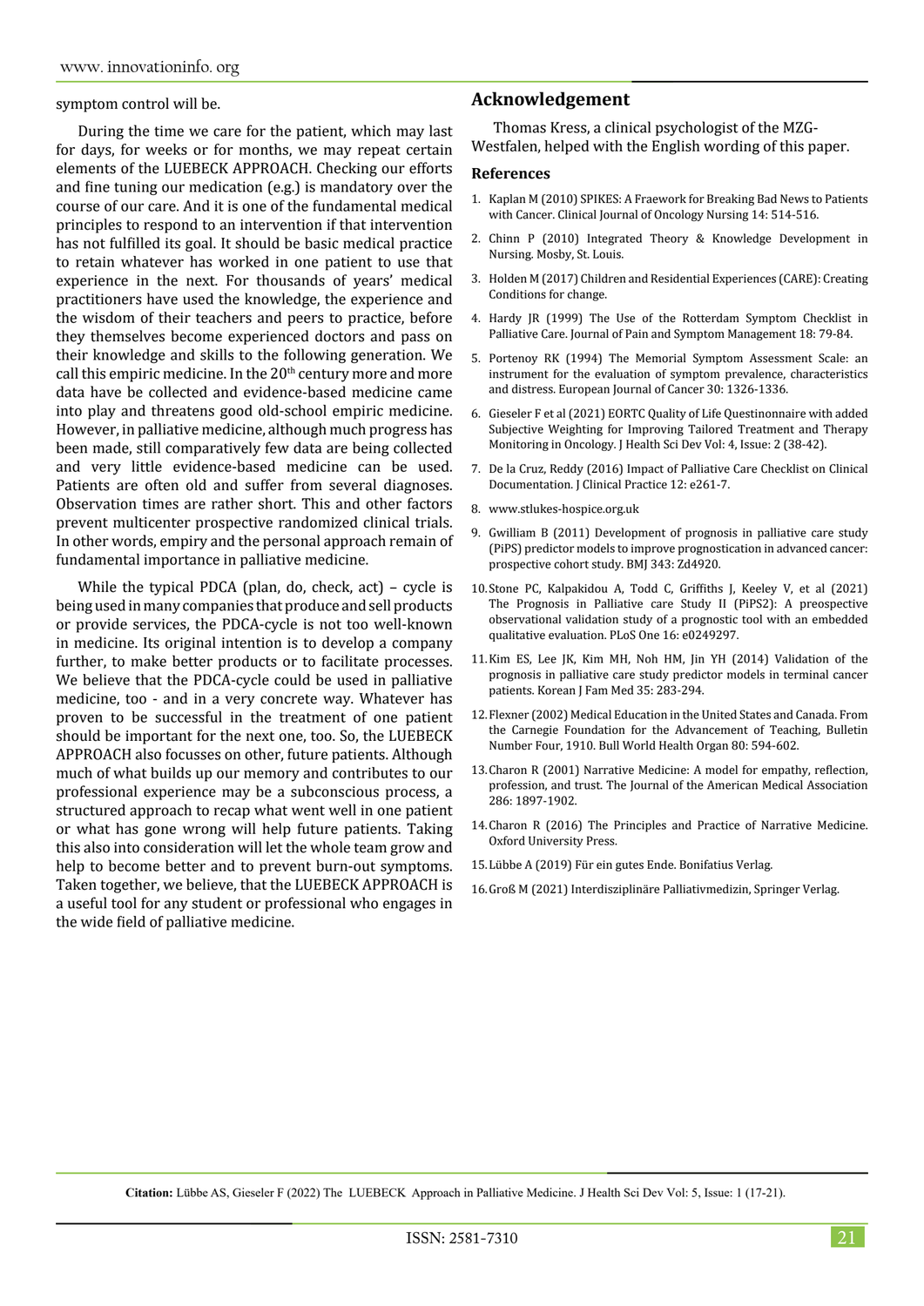symptom control will be.

During the time we care for the patient, which may last for days, for weeks or for months, we may repeat certain elements of the LUEBECK APPROACH. Checking our efforts and fine tuning our medication (e.g.) is mandatory over the course of our care. And it is one of the fundamental medical principles to respond to an intervention if that intervention has not fulfilled its goal. It should be basic medical practice to retain whatever has worked in one patient to use that experience in the next. For thousands of years' medical practitioners have used the knowledge, the experience and the wisdom of their teachers and peers to practice, before they themselves become experienced doctors and pass on their knowledge and skills to the following generation. We call this empiric medicine. In the 20th century more and more data have be collected and evidence-based medicine came into play and threatens good old-school empiric medicine. However, in palliative medicine, although much progress has been made, still comparatively few data are being collected and very little evidence-based medicine can be used. Patients are often old and suffer from several diagnoses. Observation times are rather short. This and other factors prevent multicenter prospective randomized clinical trials. In other words, empiry and the personal approach remain of fundamental importance in palliative medicine.

While the typical PDCA (plan, do, check, act) – cycle is being used in many companies that produce and sell products or provide services, the PDCA-cycle is not too well-known in medicine. Its original intention is to develop a company further, to make better products or to facilitate processes. We believe that the PDCA-cycle could be used in palliative medicine, too - and in a very concrete way. Whatever has proven to be successful in the treatment of one patient should be important for the next one, too. So, the LUEBECK APPROACH also focusses on other, future patients. Although much of what builds up our memory and contributes to our professional experience may be a subconscious process, a structured approach to recap what went well in one patient or what has gone wrong will help future patients. Taking this also into consideration will let the whole team grow and help to become better and to prevent burn-out symptoms. Taken together, we believe, that the LUEBECK APPROACH is a useful tool for any student or professional who engages in the wide field of palliative medicine.

## Acknowledgement

Thomas Kress, a clinical psychologist of the MZG-Westfalen, helped with the English wording of this paper.

## References

1. Kaplan M (2010) SPIKES: A Fraework for Breaking Bad News to Patients with Cancer. Clinical Journal of Oncology Nursing 14: 514-516.
2. Chinn P (2010) Integrated Theory & Knowledge Development in Nursing. Mosby, St. Louis.
3. Holden M (2017) Children and Residential Experiences (CARE): Creating Conditions for change.
4. Hardy JR (1999) The Use of the Rotterdam Symptom Checklist in Palliative Care. Journal of Pain and Symptom Management 18: 79-84.
5. Portenoy RK (1994) The Memorial Symptom Assessment Scale: an instrument for the evaluation of symptom prevalence, characteristics and distress. European Journal of Cancer 30: 1326-1336.
6. Gieseler F et al (2021) EORTC Quality of Life Questionnaire with added Subjective Weighting for Improving Tailored Treatment and Therapy Monitoring in Oncology. J Health Sci Dev Vol: 4, Issue: 2 (38-42).
7. De la Cruz, Reddy (2016) Impact of Palliative Care Checklist on Clinical Documentation. J Clinical Practice 12: e261-7.
8. www.stlukes-hospice.org.uk
9. Gwilliam B (2011) Development of prognosis in palliative care study (PiPS) predictor models to improve prognostication in advanced cancer: prospective cohort study. BMJ 343: Zd4920.
10. Stone PC, Kalpakidou A, Todd C, Griffiths J, Keeley V, et al (2021) The Prognosis in Palliative care Study II (PiPS2): A preospective observational validation study of a prognostic tool with an embedded qualitative evaluation. PLoS One 16: e0249297.
11. Kim ES, Lee JK, Kim MH, Noh HM, Jin YH (2014) Validation of the prognosis in palliative care study predictor models in terminal cancer patients. Korean J Fam Med 35: 283-294.
12. Flexner (2002) Medical Education in the United States and Canada. From the Carnegie Foundation for the Advancement of Teaching, Bulletin Number Four, 1910. Bull World Health Organ 80: 594-602.
13. Charon R (2001) Narrative Medicine: A model for empathy, reflection, profession, and trust. The Journal of the American Medical Association 286: 1897-1902.
14. Charon R (2016) The Principles and Practice of Narrative Medicine. Oxford University Press.
15. Lübbe A (2019) Für ein gutes Ende. Bonifatius Verlag.
16. Groß M (2021) Interdisziplinäre Palliativmedizin, Springer Verlag.